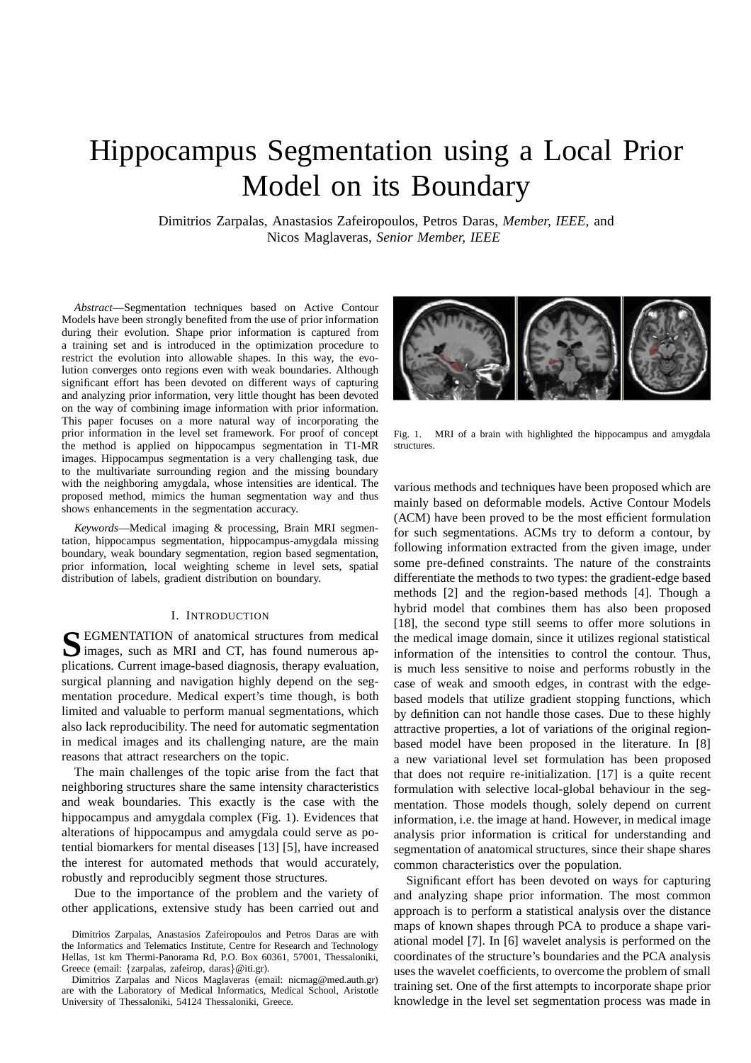# Hippocampus Segmentation using a Local Prior Model on its Boundary

Dimitrios Zarpalas, Anastasios Zafeiropoulos, Petros Daras, *Member, IEEE,* and Nicos Maglaveras, *Senior Member, IEEE*

*Abstract*—Segmentation techniques based on Active Contour Models have been strongly benefited from the use of prior information during their evolution. Shape prior information is captured from a training set and is introduced in the optimization procedure to restrict the evolution into allowable shapes. In this way, the evolution converges onto regions even with weak boundaries. Although significant effort has been devoted on different ways of capturing and analyzing prior information, very little thought has been devoted on the way of combining image information with prior information. This paper focuses on a more natural way of incorporating the prior information in the level set framework. For proof of concept the method is applied on hippocampus segmentation in T1-MR images. Hippocampus segmentation is a very challenging task, due to the multivariate surrounding region and the missing boundary with the neighboring amygdala, whose intensities are identical. The proposed method, mimics the human segmentation way and thus shows enhancements in the segmentation accuracy.

*Keywords*—Medical imaging & processing, Brain MRI segmentation, hippocampus segmentation, hippocampus-amygdala missing boundary, weak boundary segmentation, region based segmentation, prior information, local weighting scheme in level sets, spatial distribution of labels, gradient distribution on boundary.

## I. Introduction

Segmentation of anatomical structures from medical images, such as MRI and CT, has found numerous applications. Current image-based diagnosis, therapy evaluation, surgical planning and navigation highly depend on the segmentation procedure. Medical expert's time though, is both limited and valuable to perform manual segmentations, which also lack reproducibility. The need for automatic segmentation in medical images and its challenging nature, are the main reasons that attract researchers on the topic.

The main challenges of the topic arise from the fact that neighboring structures share the same intensity characteristics and weak boundaries. This exactly is the case with the hippocampus and amygdala complex (Fig. 1). Evidences that alterations of hippocampus and amygdala could serve as potential biomarkers for mental diseases [13] [5], have increased the interest for automated methods that would accurately, robustly and reproducibly segment those structures.

Due to the importance of the problem and the variety of other applications, extensive study has been carried out and various methods and techniques have been proposed which are mainly based on deformable models. Active Contour Models (ACM) have been proved to be the most efficient formulation for such segmentations. ACMs try to deform a contour, by following information extracted from the given image, under some pre-defined constraints. The nature of the constraints differentiate the methods to two types: the gradient-edge based methods [2] and the region-based methods [4]. Though a hybrid model that combines them has also been proposed [18], the second type still seems to offer more solutions in the medical image domain, since it utilizes regional statistical information of the intensities to control the contour. Thus, is much less sensitive to noise and performs robustly in the case of weak and smooth edges, in contrast with the edge-based models that utilize gradient stopping functions, which by definition can not handle those cases. Due to these highly attractive properties, a lot of variations of the original region-based model have been proposed in the literature. In [8] a new variational level set formulation has been proposed that does not require re-initialization. [17] is a quite recent formulation with selective local-global behaviour in the segmentation. Those models though, solely depend on current information, i.e. the image at hand. However, in medical image analysis prior information is critical for understanding and segmentation of anatomical structures, since their shape shares common characteristics over the population.

Significant effort has been devoted on ways for capturing and analyzing shape prior information. The most common approach is to perform a statistical analysis over the distance maps of known shapes through PCA to produce a shape variational model [7]. In [6] wavelet analysis is performed on the coordinates of the structure's boundaries and the PCA analysis uses the wavelet coefficients, to overcome the problem of small training set. One of the first attempts to incorporate shape prior knowledge in the level set segmentation process was made in

Fig. 1. MRI of a brain with highlighted the hippocampus and amygdala structures.

Dimitrios Zarpalas, Anastasios Zafeiropoulos and Petros Daras are with the Informatics and Telematics Institute, Centre for Research and Technology Hellas, 1st km Thermi-Panorama Rd, P.O. Box 60361, 57001, Thessaloniki, Greece (email: {zarpalas, zafeirop, daras}@iti.gr).

Dimitrios Zarpalas and Nicos Maglaveras (email: nicmag@med.auth.gr) are with the Laboratory of Medical Informatics, Medical School, Aristotle University of Thessaloniki, 54124 Thessaloniki, Greece.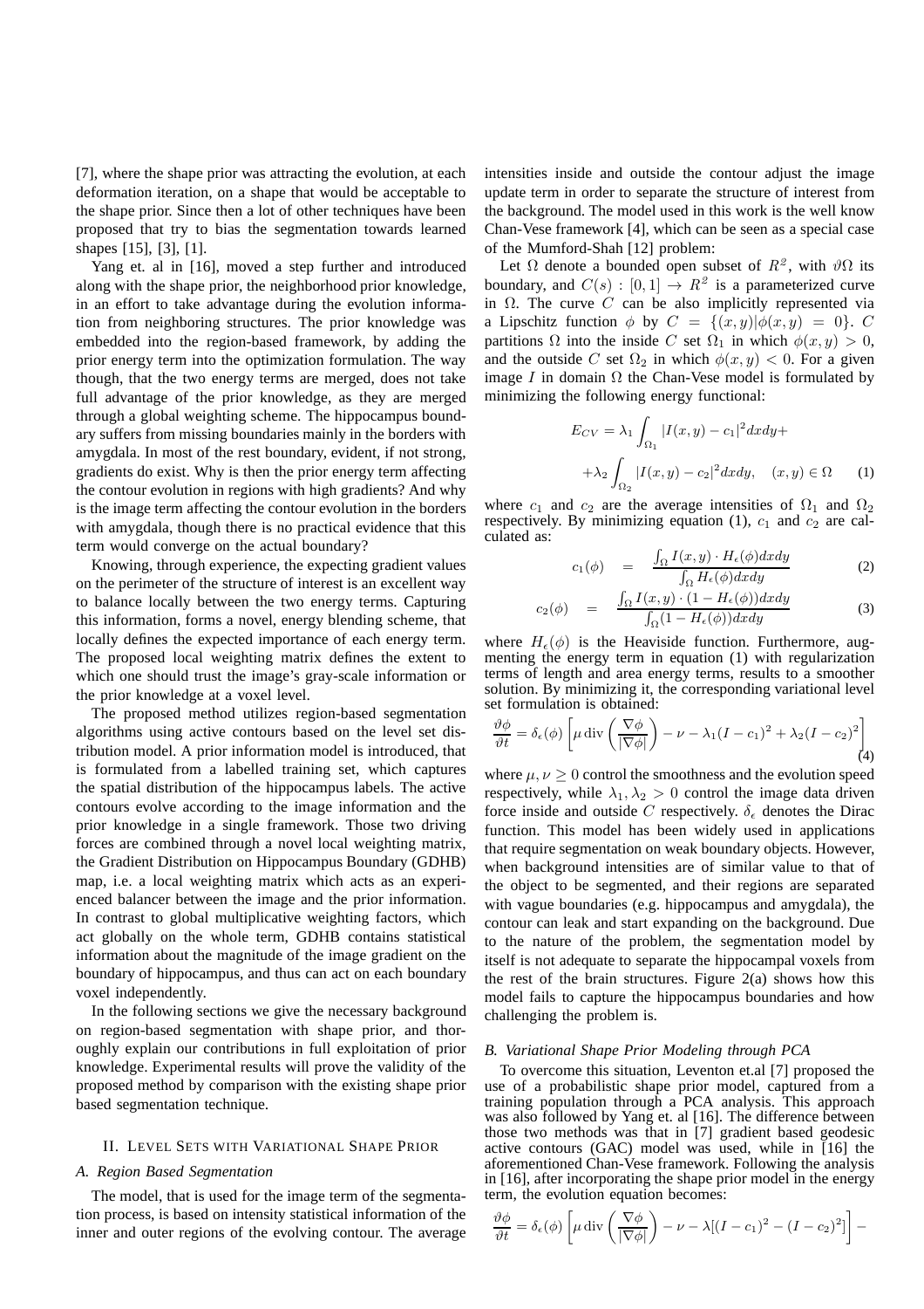[7], where the shape prior was attracting the evolution, at each deformation iteration, on a shape that would be acceptable to the shape prior. Since then a lot of other techniques have been proposed that try to bias the segmentation towards learned shapes [15], [3], [1].

Yang et. al in [16], moved a step further and introduced along with the shape prior, the neighborhood prior knowledge, in an effort to take advantage during the evolution information from neighboring structures. The prior knowledge was embedded into the region-based framework, by adding the prior energy term into the optimization formulation. The way though, that the two energy terms are merged, does not take full advantage of the prior knowledge, as they are merged through a global weighting scheme. The hippocampus boundary suffers from missing boundaries mainly in the borders with amygdala. In most of the rest boundary, evident, if not strong, gradients do exist. Why is then the prior energy term affecting the contour evolution in regions with high gradients? And why is the image term affecting the contour evolution in the borders with amygdala, though there is no practical evidence that this term would converge on the actual boundary?

Knowing, through experience, the expecting gradient values on the perimeter of the structure of interest is an excellent way to balance locally between the two energy terms. Capturing this information, forms a novel, energy blending scheme, that locally defines the expected importance of each energy term. The proposed local weighting matrix defines the extent to which one should trust the image's gray-scale information or the prior knowledge at a voxel level.

The proposed method utilizes region-based segmentation algorithms using active contours based on the level set distribution model. A prior information model is introduced, that is formulated from a labelled training set, which captures the spatial distribution of the hippocampus labels. The active contours evolve according to the image information and the prior knowledge in a single framework. Those two driving forces are combined through a novel local weighting matrix, the Gradient Distribution on Hippocampus Boundary (GDHB) map, i.e. a local weighting matrix which acts as an experienced balancer between the image and the prior information. In contrast to global multiplicative weighting factors, which act globally on the whole term, GDHB contains statistical information about the magnitude of the image gradient on the boundary of hippocampus, and thus can act on each boundary voxel independently.

In the following sections we give the necessary background on region-based segmentation with shape prior, and thoroughly explain our contributions in full exploitation of prior knowledge. Experimental results will prove the validity of the proposed method by comparison with the existing shape prior based segmentation technique.

## II. Level Sets with Variational Shape Prior

### A. Region Based Segmentation

The model, that is used for the image term of the segmentation process, is based on intensity statistical information of the inner and outer regions of the evolving contour. The average intensities inside and outside the contour adjust the image update term in order to separate the structure of interest from the background. The model used in this work is the well know Chan-Vese framework [4], which can be seen as a special case of the Mumford-Shah [12] problem:

Let $\Omega$ denote a bounded open subset of $R^2$, with $\vartheta\Omega$ its boundary, and $C(s) : [0, 1] \rightarrow R^2$ is a parameterized curve in $\Omega$. The curve $C$ can be also implicitly represented via a Lipschitz function $\phi$ by $C = \{(x, y)|\phi(x, y) = 0\}$. $C$ partitions $\Omega$ into the inside $C$ set $\Omega_1$ in which $\phi(x, y) > 0$, and the outside $C$ set $\Omega_2$ in which $\phi(x, y) < 0$. For a given image $I$ in domain $\Omega$ the Chan-Vese model is formulated by minimizing the following energy functional:

$$E_{CV} = \lambda_1 \int_{\Omega_1} |I(x, y) - c_1|^2 dxdy + \\ +\lambda_2 \int_{\Omega_2} |I(x, y) - c_2|^2 dxdy, \quad (x, y) \in \Omega \tag{1}$$

where $c_1$ and $c_2$ are the average intensities of $\Omega_1$ and $\Omega_2$ respectively. By minimizing equation (1), $c_1$ and $c_2$ are calculated as:

$$c_1(\phi) = \frac{\int_\Omega I(x, y) \cdot H_\epsilon(\phi) dxdy}{\int_\Omega H_\epsilon(\phi) dxdy} \tag{2}$$

$$c_2(\phi) = \frac{\int_\Omega I(x, y) \cdot (1 - H_\epsilon(\phi)) dxdy}{\int_\Omega (1 - H_\epsilon(\phi)) dxdy} \tag{3}$$

where $H_\epsilon(\phi)$ is the Heaviside function. Furthermore, augmenting the energy term in equation (1) with regularization terms of length and area energy terms, results to a smoother solution. By minimizing it, the corresponding variational level set formulation is obtained:

$$\frac{\vartheta\phi}{\vartheta t} = \delta_\epsilon(\phi) \left[ \mu \operatorname{div} \left( \frac{\nabla\phi}{|\nabla\phi|} \right) - \nu - \lambda_1 (I - c_1)^2 + \lambda_2 (I - c_2)^2 \right] \tag{4}$$

where $\mu, \nu \geq 0$ control the smoothness and the evolution speed respectively, while $\lambda_1, \lambda_2 > 0$ control the image data driven force inside and outside $C$ respectively. $\delta_\epsilon$ denotes the Dirac function. This model has been widely used in applications that require segmentation on weak boundary objects. However, when background intensities are of similar value to that of the object to be segmented, and their regions are separated with vague boundaries (e.g. hippocampus and amygdala), the contour can leak and start expanding on the background. Due to the nature of the problem, the segmentation model by itself is not adequate to separate the hippocampal voxels from the rest of the brain structures. Figure 2(a) shows how this model fails to capture the hippocampus boundaries and how challenging the problem is.

### B. Variational Shape Prior Modeling through PCA

To overcome this situation, Leventon et.al [7] proposed the use of a probabilistic shape prior model, captured from a training population through a PCA analysis. This approach was also followed by Yang et. al [16]. The difference between those two methods was that in [7] gradient based geodesic active contours (GAC) model was used, while in [16] the aforementioned Chan-Vese framework. Following the analysis in [16], after incorporating the shape prior model in the energy term, the evolution equation becomes:

$$\frac{\vartheta\phi}{\vartheta t} = \delta_\epsilon(\phi) \left[ \mu \operatorname{div} \left( \frac{\nabla\phi}{|\nabla\phi|} \right) - \nu - \lambda [(I - c_1)^2 - (I - c_2)^2] \right] -$$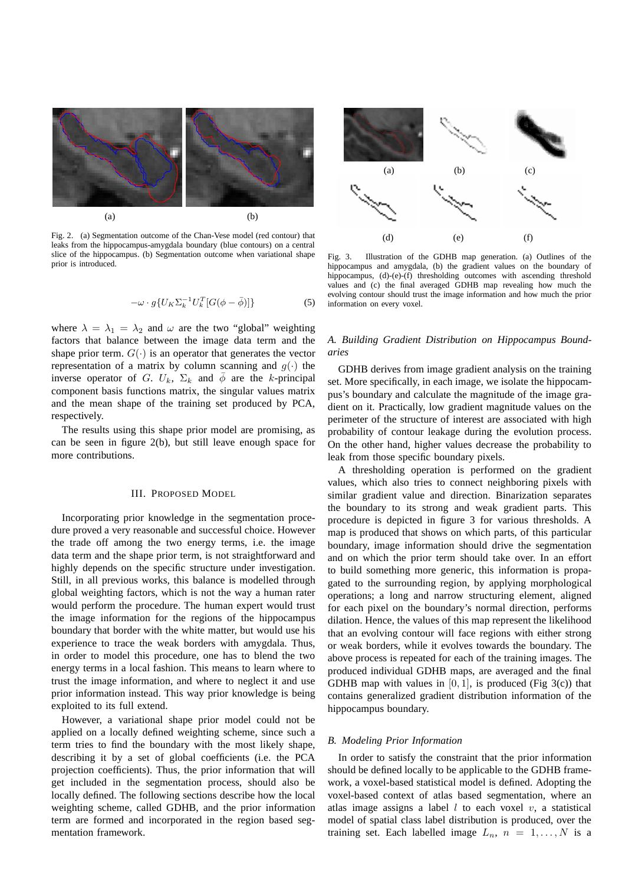Fig. 2. (a) Segmentation outcome of the Chan-Vese model (red contour) that leaks from the hippocampus-amygdala boundary (blue contours) on a central slice of the hippocampus. (b) Segmentation outcome when variational shape prior is introduced.

$$-\omega \cdot g\{U_K \Sigma_k^{-1} U_k^T [G(\phi - \bar{\phi})]\} \tag{5}$$

where $\lambda = \lambda_1 = \lambda_2$ and $\omega$ are the two "global" weighting factors that balance between the image data term and the shape prior term. $G(\cdot)$ is an operator that generates the vector representation of a matrix by column scanning and $g(\cdot)$ the inverse operator of $G$. $U_k$, $\Sigma_k$ and $\bar{\phi}$ are the $k$-principal component basis functions matrix, the singular values matrix and the mean shape of the training set produced by PCA, respectively.

The results using this shape prior model are promising, as can be seen in figure 2(b), but still leave enough space for more contributions.

## III. Proposed Model

Incorporating prior knowledge in the segmentation procedure proved a very reasonable and successful choice. However the trade off among the two energy terms, i.e. the image data term and the shape prior term, is not straightforward and highly depends on the specific structure under investigation. Still, in all previous works, this balance is modelled through global weighting factors, which is not the way a human rater would perform the procedure. The human expert would trust the image information for the regions of the hippocampus boundary that border with the white matter, but would use his experience to trace the weak borders with amygdala. Thus, in order to model this procedure, one has to blend the two energy terms in a local fashion. This means to learn where to trust the image information, and where to neglect it and use prior information instead. This way prior knowledge is being exploited to its full extend.

However, a variational shape prior model could not be applied on a locally defined weighting scheme, since such a term tries to find the boundary with the most likely shape, describing it by a set of global coefficients (i.e. the PCA projection coefficients). Thus, the prior information that will get included in the segmentation process, should also be locally defined. The following sections describe how the local weighting scheme, called GDHB, and the prior information term are formed and incorporated in the region based segmentation framework.

Fig. 3. Illustration of the GDHB map generation. (a) Outlines of the hippocampus and amygdala, (b) the gradient values on the boundary of hippocampus, (d)-(e)-(f) thresholding outcomes with ascending threshold values and (c) the final averaged GDHB map revealing how much the evolving contour should trust the image information and how much the prior information on every voxel.

### *A. Building Gradient Distribution on Hippocampus Boundaries*

GDHB derives from image gradient analysis on the training set. More specifically, in each image, we isolate the hippocampus's boundary and calculate the magnitude of the image gradient on it. Practically, low gradient magnitude values on the perimeter of the structure of interest are associated with high probability of contour leakage during the evolution process. On the other hand, higher values decrease the probability to leak from those specific boundary pixels.

A thresholding operation is performed on the gradient values, which also tries to connect neighboring pixels with similar gradient value and direction. Binarization separates the boundary to its strong and weak gradient parts. This procedure is depicted in figure 3 for various thresholds. A map is produced that shows on which parts, of this particular boundary, image information should drive the segmentation and on which the prior term should take over. In an effort to build something more generic, this information is propagated to the surrounding region, by applying morphological operations; a long and narrow structuring element, aligned for each pixel on the boundary's normal direction, performs dilation. Hence, the values of this map represent the likelihood that an evolving contour will face regions with either strong or weak borders, while it evolves towards the boundary. The above process is repeated for each of the training images. The produced individual GDHB maps, are averaged and the final GDHB map with values in $[0, 1]$, is produced (Fig 3(c)) that contains generalized gradient distribution information of the hippocampus boundary.

### *B. Modeling Prior Information*

In order to satisfy the constraint that the prior information should be defined locally to be applicable to the GDHB framework, a voxel-based statistical model is defined. Adopting the voxel-based context of atlas based segmentation, where an atlas image assigns a label $l$ to each voxel $v$, a statistical model of spatial class label distribution is produced, over the training set. Each labelled image $L_n$, $n = 1, \ldots, N$ is a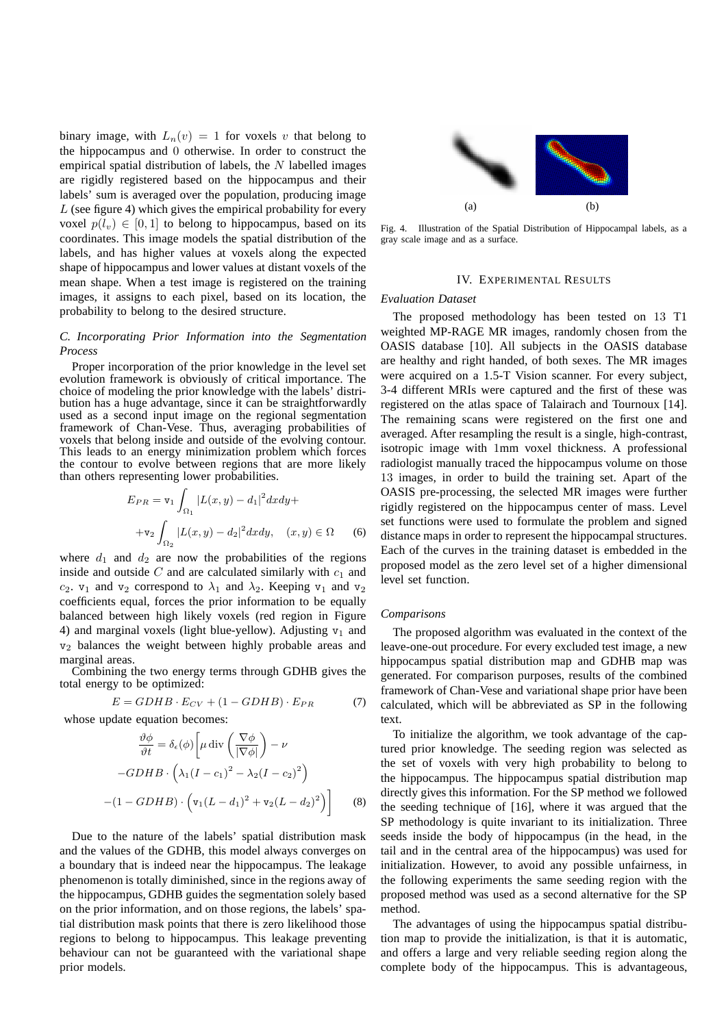binary image, with $L_n(v) = 1$ for voxels $v$ that belong to the hippocampus and 0 otherwise. In order to construct the empirical spatial distribution of labels, the $N$ labelled images are rigidly registered based on the hippocampus and their labels' sum is averaged over the population, producing image $L$ (see figure 4) which gives the empirical probability for every voxel $p(l_v) \in [0, 1]$ to belong to hippocampus, based on its coordinates. This image models the spatial distribution of the labels, and has higher values at voxels along the expected shape of hippocampus and lower values at distant voxels of the mean shape. When a test image is registered on the training images, it assigns to each pixel, based on its location, the probability to belong to the desired structure.

### *C. Incorporating Prior Information into the Segmentation Process*

Proper incorporation of the prior knowledge in the level set evolution framework is obviously of critical importance. The choice of modeling the prior knowledge with the labels' distribution has a huge advantage, since it can be straightforwardly used as a second input image on the regional segmentation framework of Chan-Vese. Thus, averaging probabilities of voxels that belong inside and outside of the evolving contour. This leads to an energy minimization problem which forces the contour to evolve between regions that are more likely than others representing lower probabilities.

$$E_{PR} = \mathtt{v}_1 \int_{\Omega_1} |L(x,y) - d_1|^2 dxdy + \\ + \mathtt{v}_2 \int_{\Omega_2} |L(x,y) - d_2|^2 dxdy, \quad (x,y) \in \Omega \qquad (6)$$

where $d_1$ and $d_2$ are now the probabilities of the regions inside and outside $C$ and are calculated similarly with $c_1$ and $c_2$. $\mathtt{v}_1$ and $\mathtt{v}_2$ correspond to $\lambda_1$ and $\lambda_2$. Keeping $\mathtt{v}_1$ and $\mathtt{v}_2$ coefficients equal, forces the prior information to be equally balanced between high likely voxels (red region in Figure 4) and marginal voxels (light blue-yellow). Adjusting $\mathtt{v}_1$ and $\mathtt{v}_2$ balances the weight between highly probable areas and marginal areas.

Combining the two energy terms through GDHB gives the total energy to be optimized:

$$E = GDHB \cdot E_{CV} + (1 - GDHB) \cdot E_{PR} \qquad (7)$$

whose update equation becomes:

$$\frac{\vartheta\phi}{\vartheta t} = \delta_\epsilon(\phi)\Big[\mu \operatorname{div}\left(\frac{\nabla\phi}{|\nabla\phi|}\right) - \nu \\ -GDHB \cdot \left(\lambda_1(I - c_1)^2 - \lambda_2(I - c_2)^2\right) \\ -(1 - GDHB) \cdot \left(\mathtt{v}_1(L - d_1)^2 + \mathtt{v}_2(L - d_2)^2\right)\Big] \qquad (8)$$

Due to the nature of the labels' spatial distribution mask and the values of the GDHB, this model always converges on a boundary that is indeed near the hippocampus. The leakage phenomenon is totally diminished, since in the regions away of the hippocampus, GDHB guides the segmentation solely based on the prior information, and on those regions, the labels' spatial distribution mask points that there is zero likelihood those regions to belong to hippocampus. This leakage preventing behaviour can not be guaranteed with the variational shape prior models.

(a) (b)

Fig. 4. Illustration of the Spatial Distribution of Hippocampal labels, as a gray scale image and as a surface.

## IV. Experimental Results

### *Evaluation Dataset*

The proposed methodology has been tested on 13 T1 weighted MP-RAGE MR images, randomly chosen from the OASIS database [10]. All subjects in the OASIS database are healthy and right handed, of both sexes. The MR images were acquired on a 1.5-T Vision scanner. For every subject, 3-4 different MRIs were captured and the first of these was registered on the atlas space of Talairach and Tournoux [14]. The remaining scans were registered on the first one and averaged. After resampling the result is a single, high-contrast, isotropic image with 1mm voxel thickness. A professional radiologist manually traced the hippocampus volume on those 13 images, in order to build the training set. Apart of the OASIS pre-processing, the selected MR images were further rigidly registered on the hippocampus center of mass. Level set functions were used to formulate the problem and signed distance maps in order to represent the hippocampal structures. Each of the curves in the training dataset is embedded in the proposed model as the zero level set of a higher dimensional level set function.

### *Comparisons*

The proposed algorithm was evaluated in the context of the leave-one-out procedure. For every excluded test image, a new hippocampus spatial distribution map and GDHB map was generated. For comparison purposes, results of the combined framework of Chan-Vese and variational shape prior have been calculated, which will be abbreviated as SP in the following text.

To initialize the algorithm, we took advantage of the captured prior knowledge. The seeding region was selected as the set of voxels with very high probability to belong to the hippocampus. The hippocampus spatial distribution map directly gives this information. For the SP method we followed the seeding technique of [16], where it was argued that the SP methodology is quite invariant to its initialization. Three seeds inside the body of hippocampus (in the head, in the tail and in the central area of the hippocampus) was used for initialization. However, to avoid any possible unfairness, in the following experiments the same seeding region with the proposed method was used as a second alternative for the SP method.

The advantages of using the hippocampus spatial distribution map to provide the initialization, is that it is automatic, and offers a large and very reliable seeding region along the complete body of the hippocampus. This is advantageous,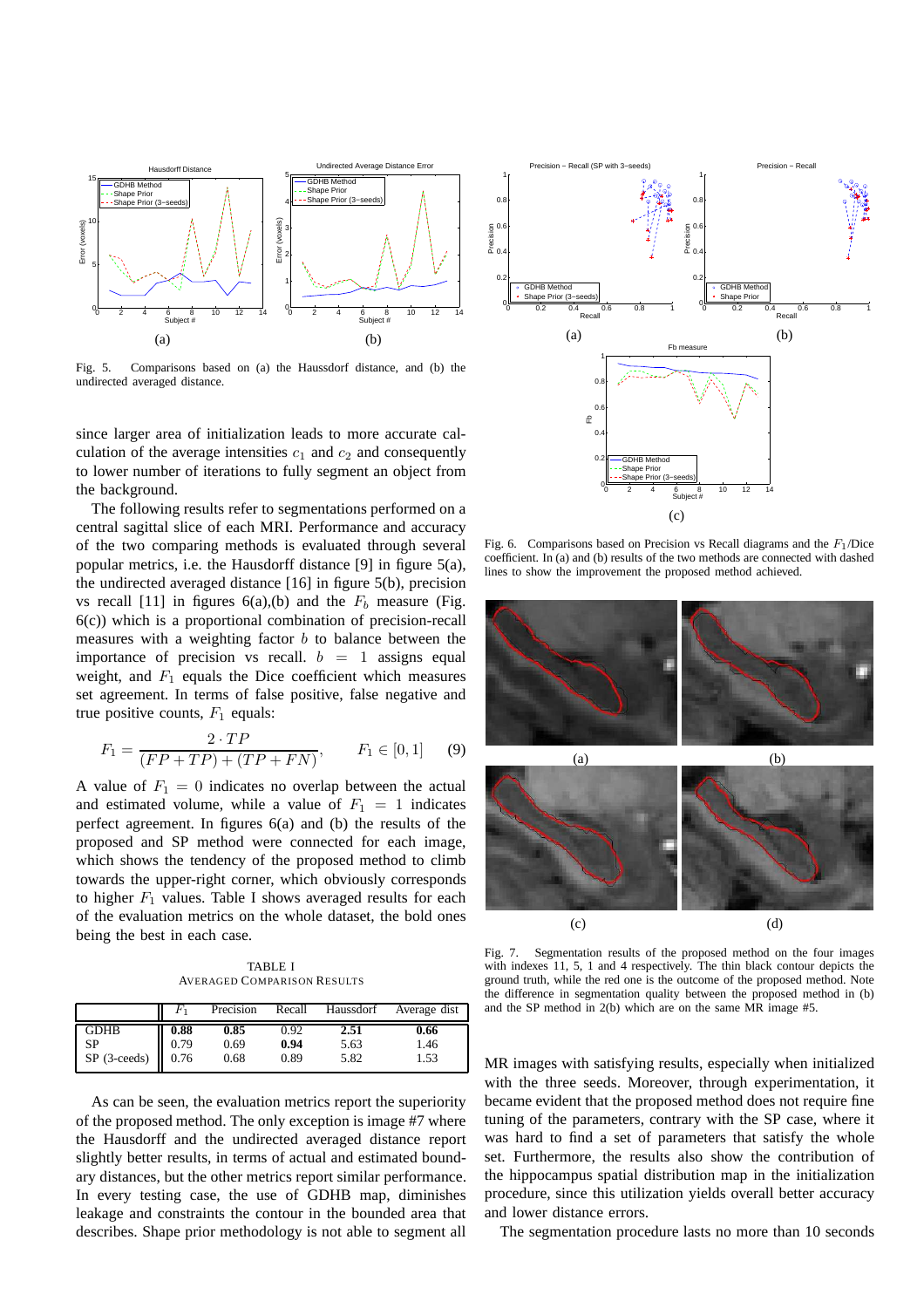Fig. 5. Comparisons based on (a) the Haussdorf distance, and (b) the undirected averaged distance.

since larger area of initialization leads to more accurate calculation of the average intensities $c_1$ and $c_2$ and consequently to lower number of iterations to fully segment an object from the background.

The following results refer to segmentations performed on a central sagittal slice of each MRI. Performance and accuracy of the two comparing methods is evaluated through several popular metrics, i.e. the Hausdorff distance [9] in figure 5(a), the undirected averaged distance [16] in figure 5(b), precision vs recall [11] in figures 6(a),(b) and the $F_b$ measure (Fig. 6(c)) which is a proportional combination of precision-recall measures with a weighting factor $b$ to balance between the importance of precision vs recall. $b = 1$ assigns equal weight, and $F_1$ equals the Dice coefficient which measures set agreement. In terms of false positive, false negative and true positive counts, $F_1$ equals:

$$F_1 = \frac{2 \cdot TP}{(FP + TP) + (TP + FN)}, \qquad F_1 \in [0, 1] \qquad (9)$$

A value of $F_1 = 0$ indicates no overlap between the actual and estimated volume, while a value of $F_1 = 1$ indicates perfect agreement. In figures 6(a) and (b) the results of the proposed and SP method were connected for each image, which shows the tendency of the proposed method to climb towards the upper-right corner, which obviously corresponds to higher $F_1$ values. Table I shows averaged results for each of the evaluation metrics on the whole dataset, the bold ones being the best in each case.

TABLE I
AVERAGED COMPARISON RESULTS

| | $F_1$ | Precision | Recall | Haussdorf | Average dist |
|---|---|---|---|---|---|
| GDHB | **0.88** | **0.85** | 0.92 | **2.51** | **0.66** |
| SP | 0.79 | 0.69 | **0.94** | 5.63 | 1.46 |
| SP (3-ceeds) | 0.76 | 0.68 | 0.89 | 5.82 | 1.53 |

As can be seen, the evaluation metrics report the superiority of the proposed method. The only exception is image #7 where the Hausdorff and the undirected averaged distance report slightly better results, in terms of actual and estimated boundary distances, but the other metrics report similar performance. In every testing case, the use of GDHB map, diminishes leakage and constraints the contour in the bounded area that describes. Shape prior methodology is not able to segment all

Fig. 6. Comparisons based on Precision vs Recall diagrams and the $F_1$/Dice coefficient. In (a) and (b) results of the two methods are connected with dashed lines to show the improvement the proposed method achieved.

Fig. 7. Segmentation results of the proposed method on the four images with indexes 11, 5, 1 and 4 respectively. The thin black contour depicts the ground truth, while the red one is the outcome of the proposed method. Note the difference in segmentation quality between the proposed method in (b) and the SP method in 2(b) which are on the same MR image #5.

MR images with satisfying results, especially when initialized with the three seeds. Moreover, through experimentation, it became evident that the proposed method does not require fine tuning of the parameters, contrary with the SP case, where it was hard to find a set of parameters that satisfy the whole set. Furthermore, the results also show the contribution of the hippocampus spatial distribution map in the initialization procedure, since this utilization yields overall better accuracy and lower distance errors.

The segmentation procedure lasts no more than 10 seconds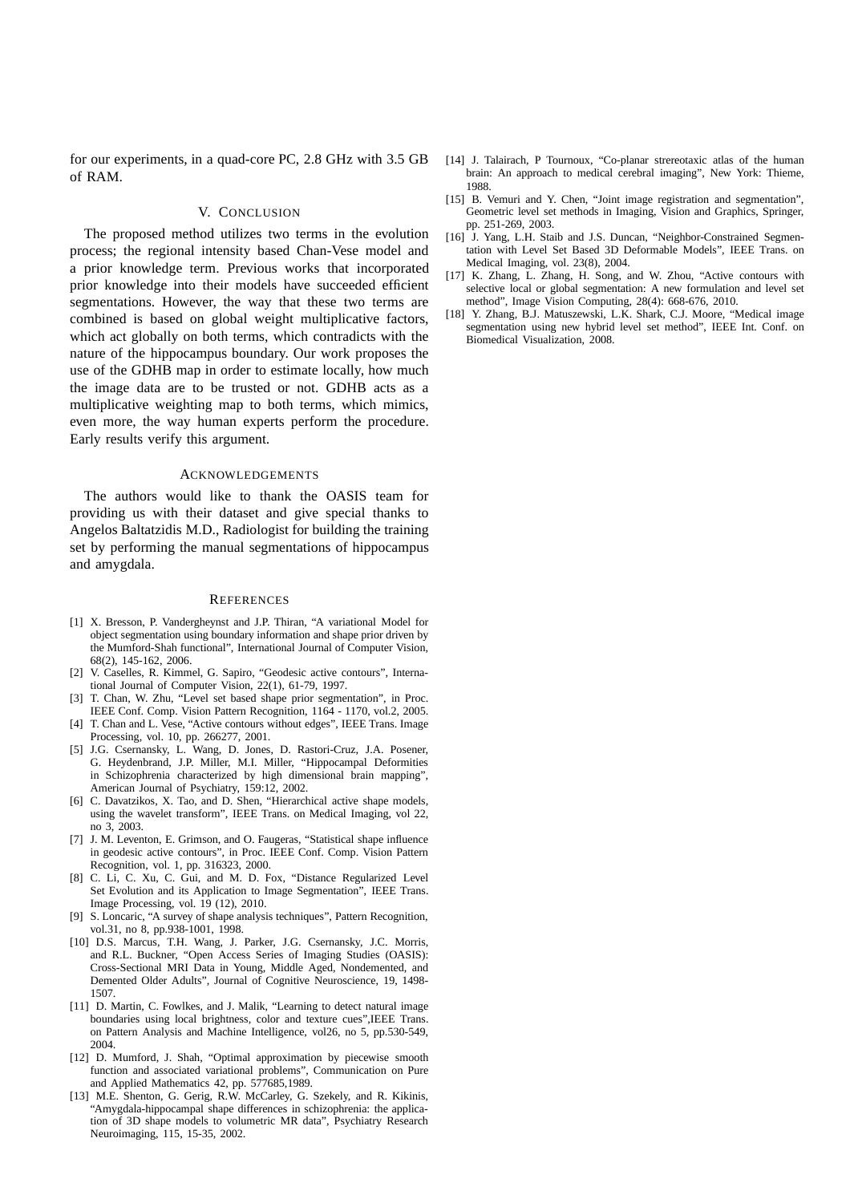for our experiments, in a quad-core PC, 2.8 GHz with 3.5 GB of RAM.

## V. Conclusion

The proposed method utilizes two terms in the evolution process; the regional intensity based Chan-Vese model and a prior knowledge term. Previous works that incorporated prior knowledge into their models have succeeded efficient segmentations. However, the way that these two terms are combined is based on global weight multiplicative factors, which act globally on both terms, which contradicts with the nature of the hippocampus boundary. Our work proposes the use of the GDHB map in order to estimate locally, how much the image data are to be trusted or not. GDHB acts as a multiplicative weighting map to both terms, which mimics, even more, the way human experts perform the procedure. Early results verify this argument.

## Acknowledgements

The authors would like to thank the OASIS team for providing us with their dataset and give special thanks to Angelos Baltatzidis M.D., Radiologist for building the training set by performing the manual segmentations of hippocampus and amygdala.

## References

[1] X. Bresson, P. Vandergheynst and J.P. Thiran, "A variational Model for object segmentation using boundary information and shape prior driven by the Mumford-Shah functional", International Journal of Computer Vision, 68(2), 145-162, 2006.

[2] V. Caselles, R. Kimmel, G. Sapiro, "Geodesic active contours", International Journal of Computer Vision, 22(1), 61-79, 1997.

[3] T. Chan, W. Zhu, "Level set based shape prior segmentation", in Proc. IEEE Conf. Comp. Vision Pattern Recognition, 1164 - 1170, vol.2, 2005.

[4] T. Chan and L. Vese, "Active contours without edges", IEEE Trans. Image Processing, vol. 10, pp. 266277, 2001.

[5] J.G. Csernansky, L. Wang, D. Jones, D. Rastori-Cruz, J.A. Posener, G. Heydenbrand, J.P. Miller, M.I. Miller, "Hippocampal Deformities in Schizophrenia characterized by high dimensional brain mapping", American Journal of Psychiatry, 159:12, 2002.

[6] C. Davatzikos, X. Tao, and D. Shen, "Hierarchical active shape models, using the wavelet transform", IEEE Trans. on Medical Imaging, vol 22, no 3, 2003.

[7] J. M. Leventon, E. Grimson, and O. Faugeras, "Statistical shape influence in geodesic active contours", in Proc. IEEE Conf. Comp. Vision Pattern Recognition, vol. 1, pp. 316323, 2000.

[8] C. Li, C. Xu, C. Gui, and M. D. Fox, "Distance Regularized Level Set Evolution and its Application to Image Segmentation", IEEE Trans. Image Processing, vol. 19 (12), 2010.

[9] S. Loncaric, "A survey of shape analysis techniques", Pattern Recognition, vol.31, no 8, pp.938-1001, 1998.

[10] D.S. Marcus, T.H. Wang, J. Parker, J.G. Csernansky, J.C. Morris, and R.L. Buckner, "Open Access Series of Imaging Studies (OASIS): Cross-Sectional MRI Data in Young, Middle Aged, Nondemented, and Demented Older Adults", Journal of Cognitive Neuroscience, 19, 1498-1507.

[11] D. Martin, C. Fowlkes, and J. Malik, "Learning to detect natural image boundaries using local brightness, color and texture cues",IEEE Trans. on Pattern Analysis and Machine Intelligence, vol26, no 5, pp.530-549, 2004.

[12] D. Mumford, J. Shah, "Optimal approximation by piecewise smooth function and associated variational problems", Communication on Pure and Applied Mathematics 42, pp. 577685,1989.

[13] M.E. Shenton, G. Gerig, R.W. McCarley, G. Szekely, and R. Kikinis, "Amygdala-hippocampal shape differences in schizophrenia: the application of 3D shape models to volumetric MR data", Psychiatry Research Neuroimaging, 115, 15-35, 2002.

[14] J. Talairach, P Tournoux, "Co-planar strereotaxic atlas of the human brain: An approach to medical cerebral imaging", New York: Thieme, 1988.

[15] B. Vemuri and Y. Chen, "Joint image registration and segmentation", Geometric level set methods in Imaging, Vision and Graphics, Springer, pp. 251-269, 2003.

[16] J. Yang, L.H. Staib and J.S. Duncan, "Neighbor-Constrained Segmentation with Level Set Based 3D Deformable Models", IEEE Trans. on Medical Imaging, vol. 23(8), 2004.

[17] K. Zhang, L. Zhang, H. Song, and W. Zhou, "Active contours with selective local or global segmentation: A new formulation and level set method", Image Vision Computing, 28(4): 668-676, 2010.

[18] Y. Zhang, B.J. Matuszewski, L.K. Shark, C.J. Moore, "Medical image segmentation using new hybrid level set method", IEEE Int. Conf. on Biomedical Visualization, 2008.